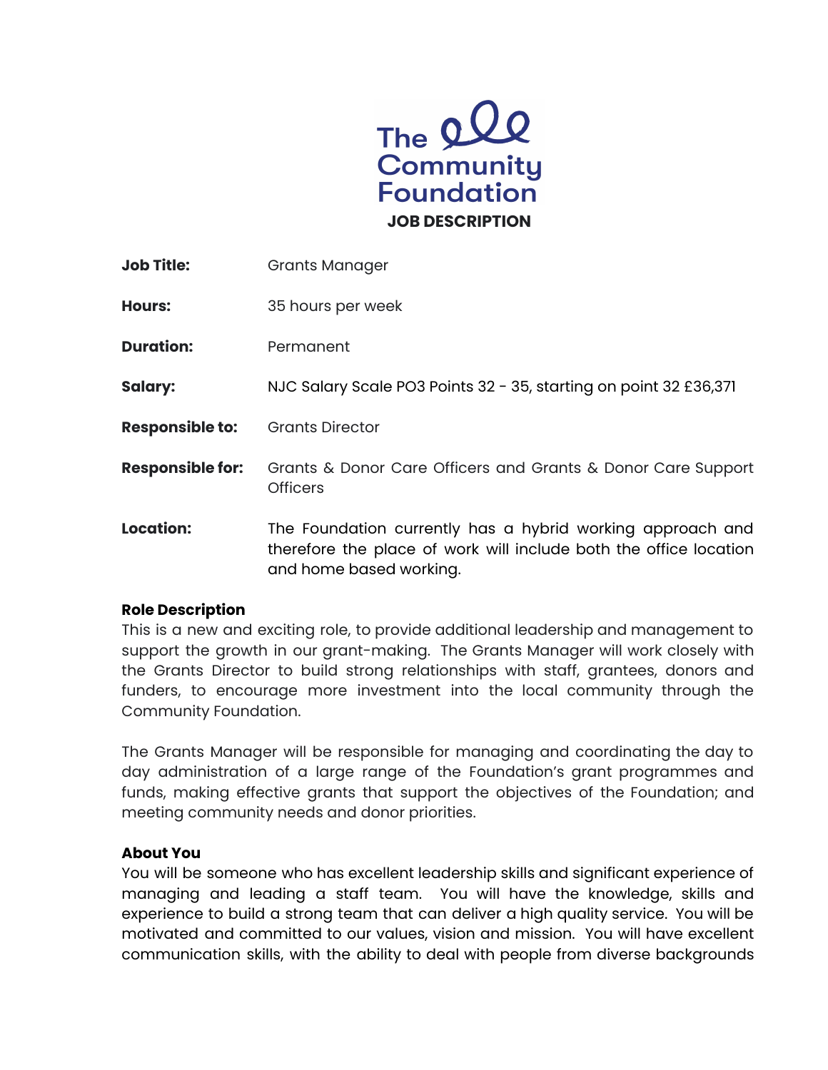The Community Foundation

# JOB DESCRIPTION

| | |
|---|---|
| **Job Title:** | Grants Manager |
| **Hours:** | 35 hours per week |
| **Duration:** | Permanent |
| **Salary:** | NJC Salary Scale PO3 Points 32 - 35, starting on point 32 £36,371 |
| **Responsible to:** | Grants Director |
| **Responsible for:** | Grants & Donor Care Officers and Grants & Donor Care Support Officers |
| **Location:** | The Foundation currently has a hybrid working approach and therefore the place of work will include both the office location and home based working. |

**Role Description**

This is a new and exciting role, to provide additional leadership and management to support the growth in our grant-making. The Grants Manager will work closely with the Grants Director to build strong relationships with staff, grantees, donors and funders, to encourage more investment into the local community through the Community Foundation.

The Grants Manager will be responsible for managing and coordinating the day to day administration of a large range of the Foundation's grant programmes and funds, making effective grants that support the objectives of the Foundation; and meeting community needs and donor priorities.

**About You**

You will be someone who has excellent leadership skills and significant experience of managing and leading a staff team. You will have the knowledge, skills and experience to build a strong team that can deliver a high quality service. You will be motivated and committed to our values, vision and mission. You will have excellent communication skills, with the ability to deal with people from diverse backgrounds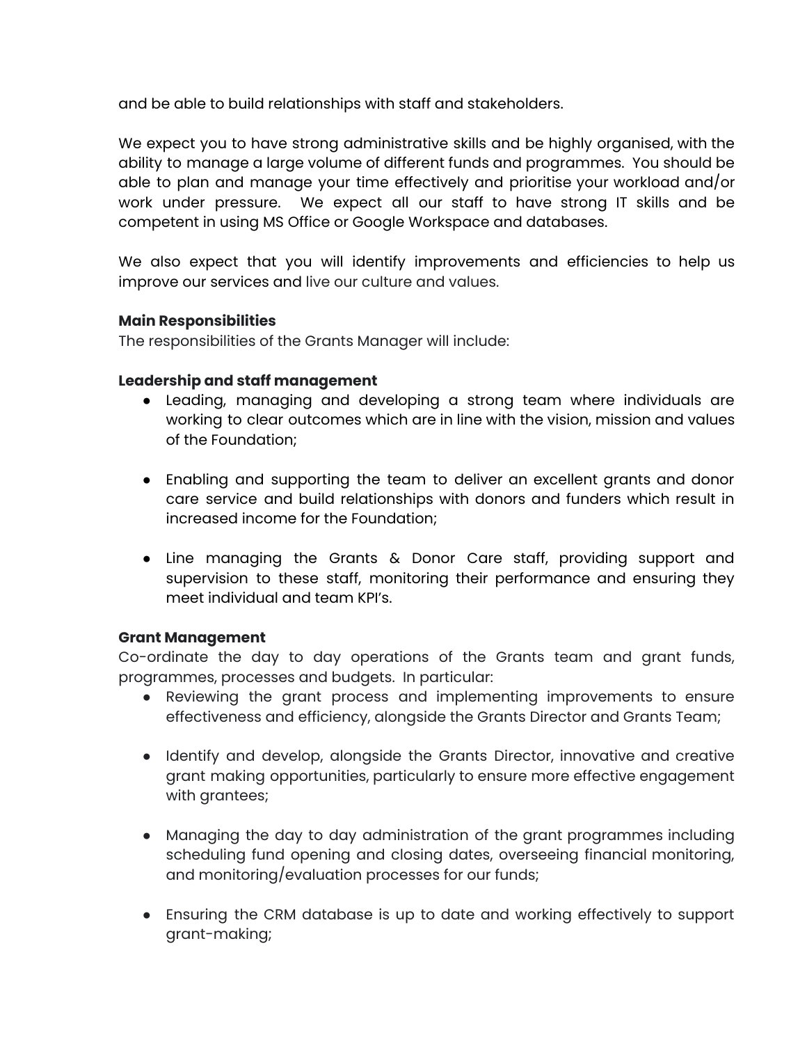and be able to build relationships with staff and stakeholders.

We expect you to have strong administrative skills and be highly organised, with the ability to manage a large volume of different funds and programmes. You should be able to plan and manage your time effectively and prioritise your workload and/or work under pressure. We expect all our staff to have strong IT skills and be competent in using MS Office or Google Workspace and databases.

We also expect that you will identify improvements and efficiencies to help us improve our services and live our culture and values.

**Main Responsibilities**
The responsibilities of the Grants Manager will include:

**Leadership and staff management**

- Leading, managing and developing a strong team where individuals are working to clear outcomes which are in line with the vision, mission and values of the Foundation;

- Enabling and supporting the team to deliver an excellent grants and donor care service and build relationships with donors and funders which result in increased income for the Foundation;

- Line managing the Grants & Donor Care staff, providing support and supervision to these staff, monitoring their performance and ensuring they meet individual and team KPI's.

**Grant Management**
Co-ordinate the day to day operations of the Grants team and grant funds, programmes, processes and budgets. In particular:

- Reviewing the grant process and implementing improvements to ensure effectiveness and efficiency, alongside the Grants Director and Grants Team;

- Identify and develop, alongside the Grants Director, innovative and creative grant making opportunities, particularly to ensure more effective engagement with grantees;

- Managing the day to day administration of the grant programmes including scheduling fund opening and closing dates, overseeing financial monitoring, and monitoring/evaluation processes for our funds;

- Ensuring the CRM database is up to date and working effectively to support grant-making;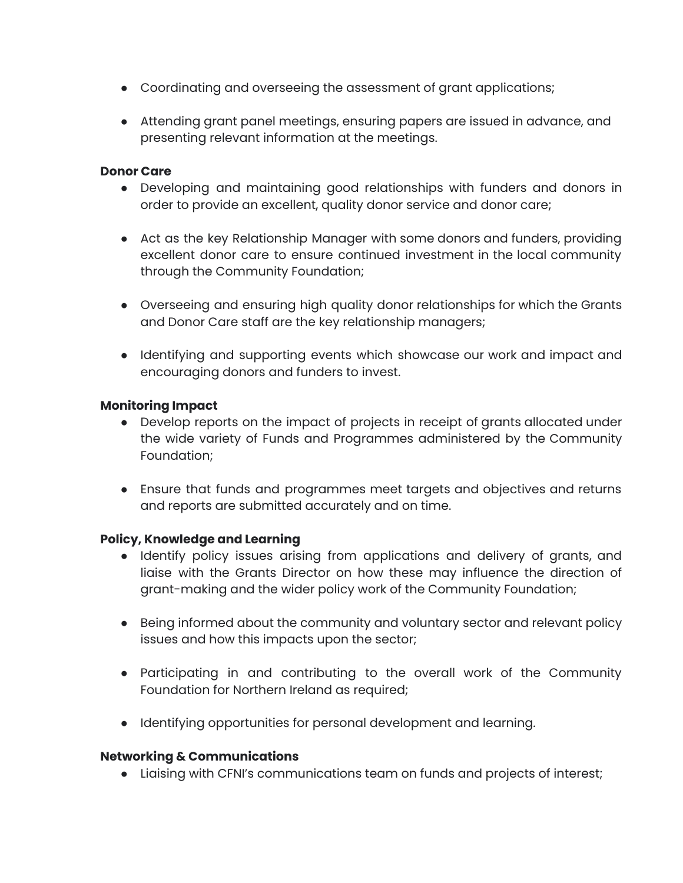- Coordinating and overseeing the assessment of grant applications;

- Attending grant panel meetings, ensuring papers are issued in advance, and presenting relevant information at the meetings.

**Donor Care**

- Developing and maintaining good relationships with funders and donors in order to provide an excellent, quality donor service and donor care;

- Act as the key Relationship Manager with some donors and funders, providing excellent donor care to ensure continued investment in the local community through the Community Foundation;

- Overseeing and ensuring high quality donor relationships for which the Grants and Donor Care staff are the key relationship managers;

- Identifying and supporting events which showcase our work and impact and encouraging donors and funders to invest.

**Monitoring Impact**

- Develop reports on the impact of projects in receipt of grants allocated under the wide variety of Funds and Programmes administered by the Community Foundation;

- Ensure that funds and programmes meet targets and objectives and returns and reports are submitted accurately and on time.

**Policy, Knowledge and Learning**

- Identify policy issues arising from applications and delivery of grants, and liaise with the Grants Director on how these may influence the direction of grant-making and the wider policy work of the Community Foundation;

- Being informed about the community and voluntary sector and relevant policy issues and how this impacts upon the sector;

- Participating in and contributing to the overall work of the Community Foundation for Northern Ireland as required;

- Identifying opportunities for personal development and learning.

**Networking & Communications**

- Liaising with CFNI's communications team on funds and projects of interest;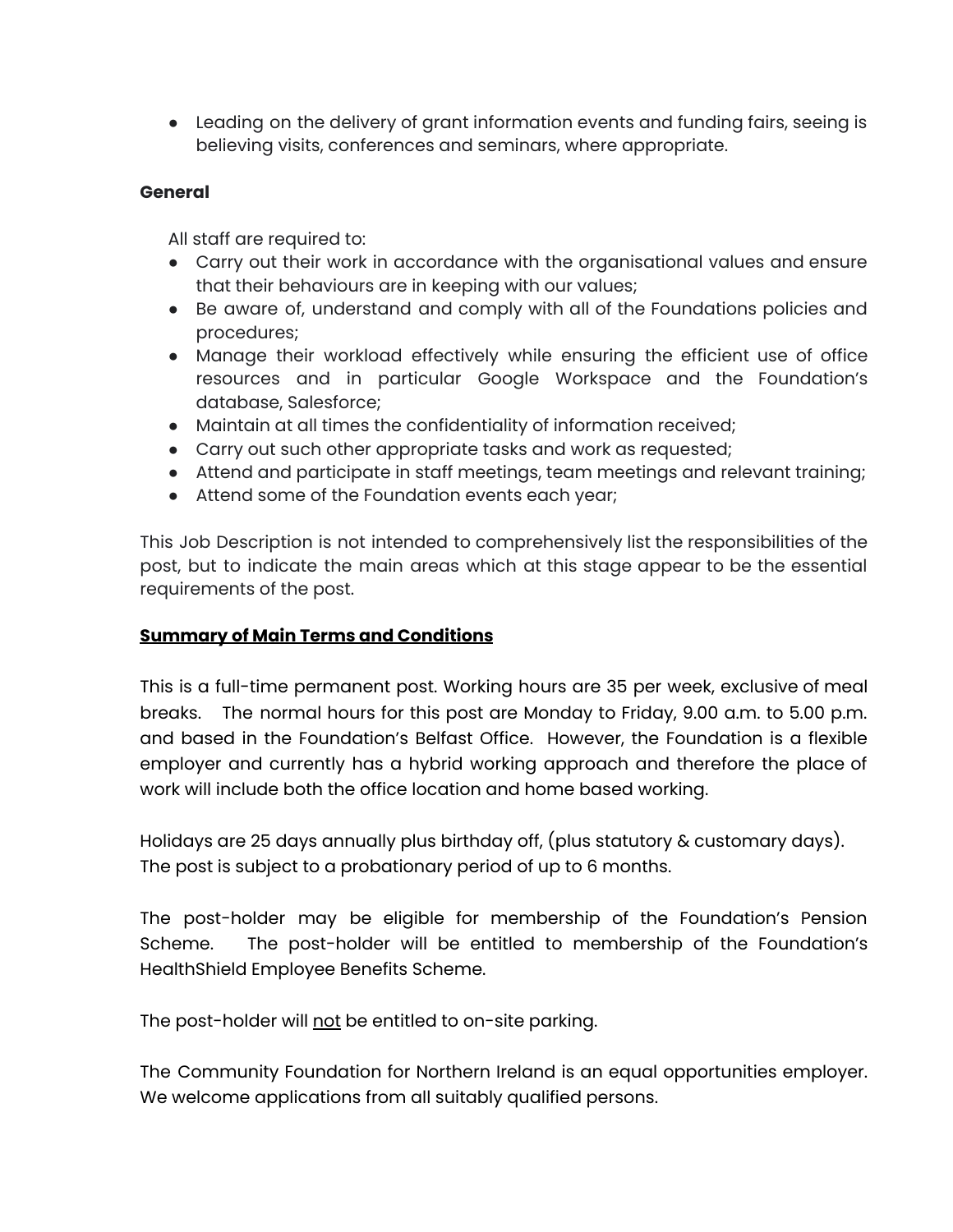- Leading on the delivery of grant information events and funding fairs, seeing is believing visits, conferences and seminars, where appropriate.

**General**

All staff are required to:

- Carry out their work in accordance with the organisational values and ensure that their behaviours are in keeping with our values;
- Be aware of, understand and comply with all of the Foundations policies and procedures;
- Manage their workload effectively while ensuring the efficient use of office resources and in particular Google Workspace and the Foundation's database, Salesforce;
- Maintain at all times the confidentiality of information received;
- Carry out such other appropriate tasks and work as requested;
- Attend and participate in staff meetings, team meetings and relevant training;
- Attend some of the Foundation events each year;

This Job Description is not intended to comprehensively list the responsibilities of the post, but to indicate the main areas which at this stage appear to be the essential requirements of the post.

## **Summary of Main Terms and Conditions**

This is a full-time permanent post. Working hours are 35 per week, exclusive of meal breaks. The normal hours for this post are Monday to Friday, 9.00 a.m. to 5.00 p.m. and based in the Foundation's Belfast Office. However, the Foundation is a flexible employer and currently has a hybrid working approach and therefore the place of work will include both the office location and home based working.

Holidays are 25 days annually plus birthday off, (plus statutory & customary days).
The post is subject to a probationary period of up to 6 months.

The post-holder may be eligible for membership of the Foundation's Pension Scheme. The post-holder will be entitled to membership of the Foundation's HealthShield Employee Benefits Scheme.

The post-holder will <u>not</u> be entitled to on-site parking.

The Community Foundation for Northern Ireland is an equal opportunities employer. We welcome applications from all suitably qualified persons.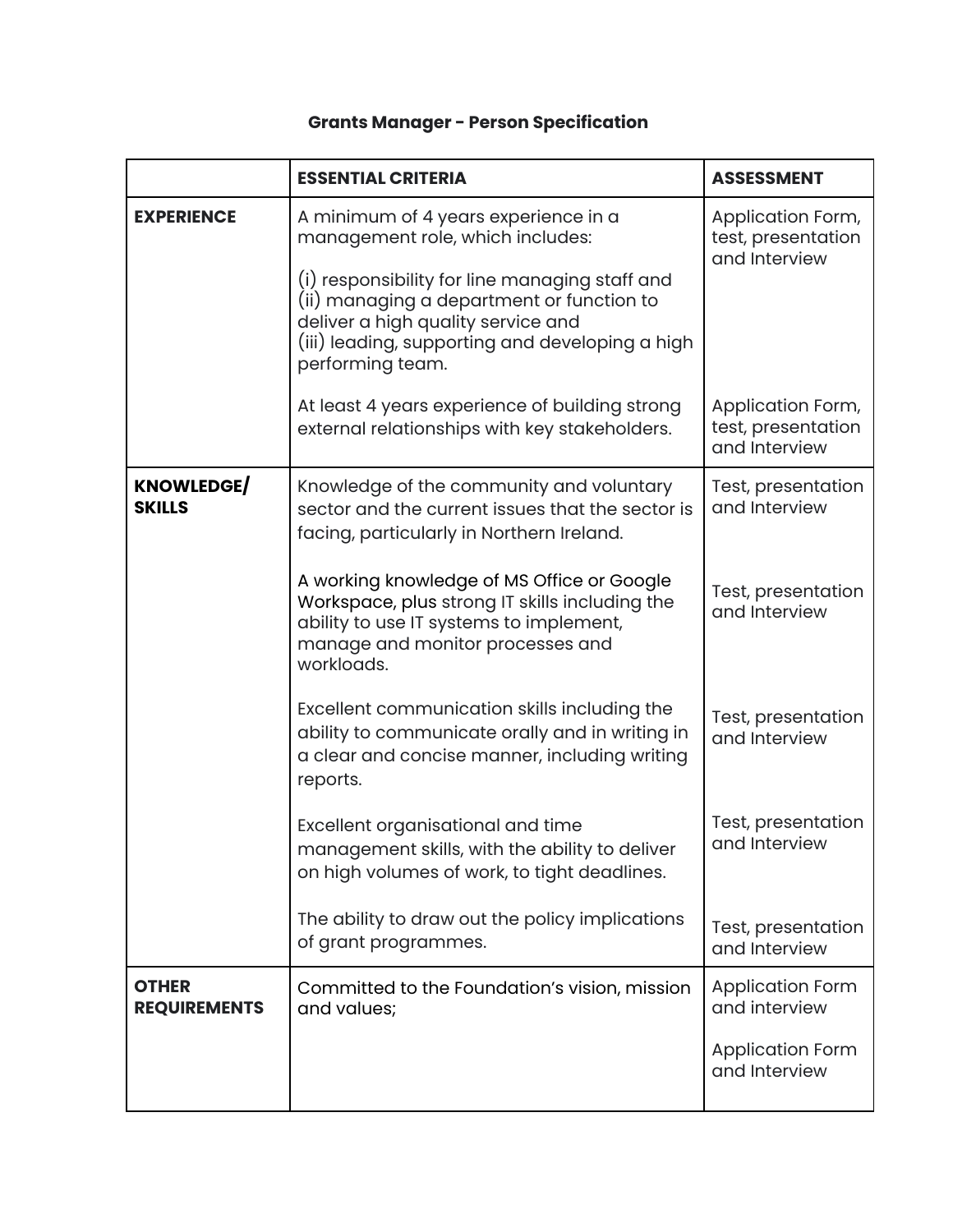# Grants Manager - Person Specification

| | ESSENTIAL CRITERIA | ASSESSMENT |
|---|---|---|
| **EXPERIENCE** | A minimum of 4 years experience in a management role, which includes:<br><br>(i) responsibility for line managing staff and<br>(ii) managing a department or function to deliver a high quality service and<br>(iii) leading, supporting and developing a high performing team. | Application Form, test, presentation and Interview |
| | At least 4 years experience of building strong external relationships with key stakeholders. | Application Form, test, presentation and Interview |
| **KNOWLEDGE/ SKILLS** | Knowledge of the community and voluntary sector and the current issues that the sector is facing, particularly in Northern Ireland. | Test, presentation and Interview |
| | A working knowledge of MS Office or Google Workspace, plus strong IT skills including the ability to use IT systems to implement, manage and monitor processes and workloads. | Test, presentation and Interview |
| | Excellent communication skills including the ability to communicate orally and in writing in a clear and concise manner, including writing reports. | Test, presentation and Interview |
| | Excellent organisational and time management skills, with the ability to deliver on high volumes of work, to tight deadlines. | Test, presentation and Interview |
| | The ability to draw out the policy implications of grant programmes. | Test, presentation and Interview |
| **OTHER REQUIREMENTS** | Committed to the Foundation's vision, mission and values; | Application Form and interview |
| | | Application Form and Interview |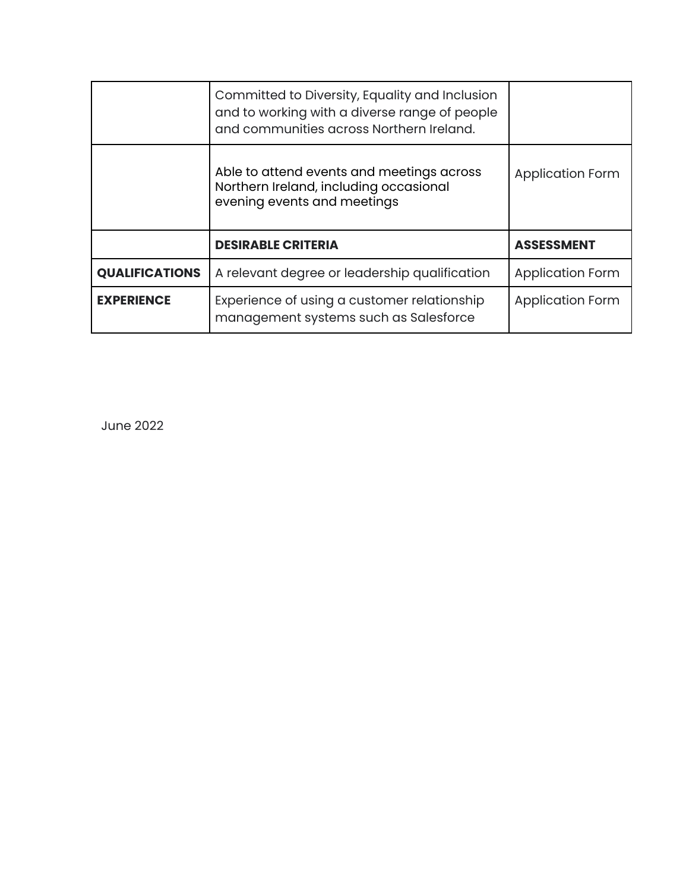| | | |
|---|---|---|
| | Committed to Diversity, Equality and Inclusion and to working with a diverse range of people and communities across Northern Ireland. | |
| | Able to attend events and meetings across Northern Ireland, including occasional evening events and meetings | Application Form |
| | **DESIRABLE CRITERIA** | **ASSESSMENT** |
| **QUALIFICATIONS** | A relevant degree or leadership qualification | Application Form |
| **EXPERIENCE** | Experience of using a customer relationship management systems such as Salesforce | Application Form |

June 2022